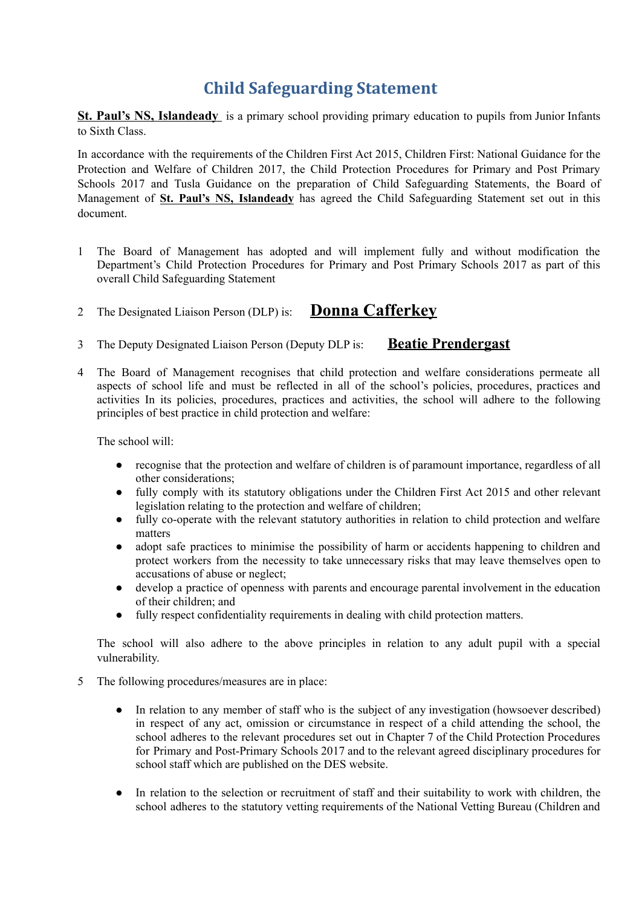# Child Safeguarding Statement

**St. Paul's NS, Islandeady** is a primary school providing primary education to pupils from Junior Infants to Sixth Class.

In accordance with the requirements of the Children First Act 2015, Children First: National Guidance for the Protection and Welfare of Children 2017, the Child Protection Procedures for Primary and Post Primary Schools 2017 and Tusla Guidance on the preparation of Child Safeguarding Statements, the Board of Management of **St. Paul's NS, Islandeady** has agreed the Child Safeguarding Statement set out in this document.

1 The Board of Management has adopted and will implement fully and without modification the Department's Child Protection Procedures for Primary and Post Primary Schools 2017 as part of this overall Child Safeguarding Statement

2 The Designated Liaison Person (DLP) is: **Donna Cafferkey**

3 The Deputy Designated Liaison Person (Deputy DLP is: **Beatie Prendergast**

4 The Board of Management recognises that child protection and welfare considerations permeate all aspects of school life and must be reflected in all of the school's policies, procedures, practices and activities In its policies, procedures, practices and activities, the school will adhere to the following principles of best practice in child protection and welfare:

The school will:

- recognise that the protection and welfare of children is of paramount importance, regardless of all other considerations;
- fully comply with its statutory obligations under the Children First Act 2015 and other relevant legislation relating to the protection and welfare of children;
- fully co-operate with the relevant statutory authorities in relation to child protection and welfare matters
- adopt safe practices to minimise the possibility of harm or accidents happening to children and protect workers from the necessity to take unnecessary risks that may leave themselves open to accusations of abuse or neglect;
- develop a practice of openness with parents and encourage parental involvement in the education of their children; and
- fully respect confidentiality requirements in dealing with child protection matters.

The school will also adhere to the above principles in relation to any adult pupil with a special vulnerability.

5 The following procedures/measures are in place:

- In relation to any member of staff who is the subject of any investigation (howsoever described) in respect of any act, omission or circumstance in respect of a child attending the school, the school adheres to the relevant procedures set out in Chapter 7 of the Child Protection Procedures for Primary and Post-Primary Schools 2017 and to the relevant agreed disciplinary procedures for school staff which are published on the DES website.

- In relation to the selection or recruitment of staff and their suitability to work with children, the school adheres to the statutory vetting requirements of the National Vetting Bureau (Children and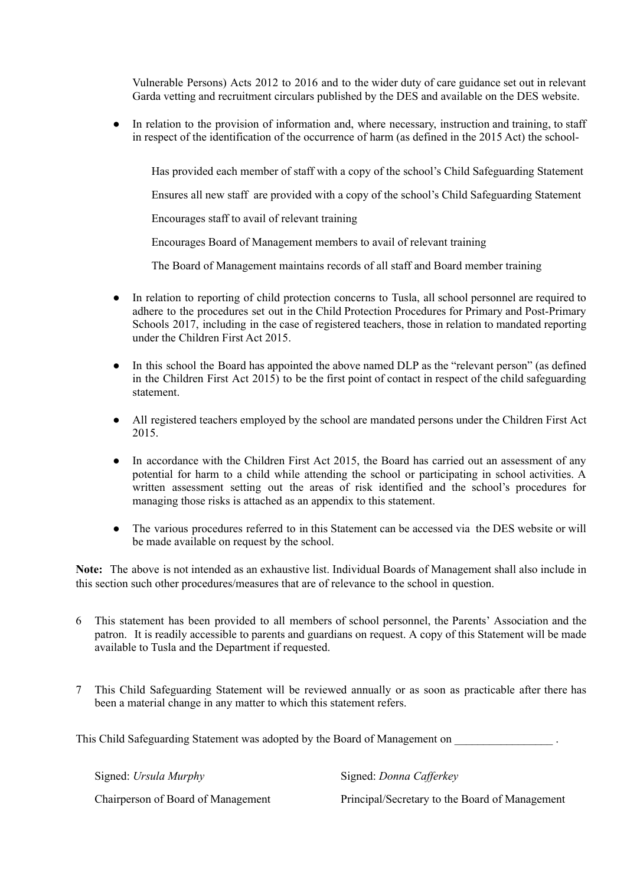Vulnerable Persons) Acts 2012 to 2016 and to the wider duty of care guidance set out in relevant Garda vetting and recruitment circulars published by the DES and available on the DES website.

- In relation to the provision of information and, where necessary, instruction and training, to staff in respect of the identification of the occurrence of harm (as defined in the 2015 Act) the school-

  Has provided each member of staff with a copy of the school's Child Safeguarding Statement

  Ensures all new staff are provided with a copy of the school's Child Safeguarding Statement

  Encourages staff to avail of relevant training

  Encourages Board of Management members to avail of relevant training

  The Board of Management maintains records of all staff and Board member training

- In relation to reporting of child protection concerns to Tusla, all school personnel are required to adhere to the procedures set out in the Child Protection Procedures for Primary and Post-Primary Schools 2017, including in the case of registered teachers, those in relation to mandated reporting under the Children First Act 2015.

- In this school the Board has appointed the above named DLP as the "relevant person" (as defined in the Children First Act 2015) to be the first point of contact in respect of the child safeguarding statement.

- All registered teachers employed by the school are mandated persons under the Children First Act 2015.

- In accordance with the Children First Act 2015, the Board has carried out an assessment of any potential for harm to a child while attending the school or participating in school activities. A written assessment setting out the areas of risk identified and the school's procedures for managing those risks is attached as an appendix to this statement.

- The various procedures referred to in this Statement can be accessed via the DES website or will be made available on request by the school.

**Note:** The above is not intended as an exhaustive list. Individual Boards of Management shall also include in this section such other procedures/measures that are of relevance to the school in question.

6 This statement has been provided to all members of school personnel, the Parents' Association and the patron. It is readily accessible to parents and guardians on request. A copy of this Statement will be made available to Tusla and the Department if requested.

7 This Child Safeguarding Statement will be reviewed annually or as soon as practicable after there has been a material change in any matter to which this statement refers.

This Child Safeguarding Statement was adopted by the Board of Management on _________________ .

Signed: *Ursula Murphy* Signed: *Donna Cafferkey*

Chairperson of Board of Management Principal/Secretary to the Board of Management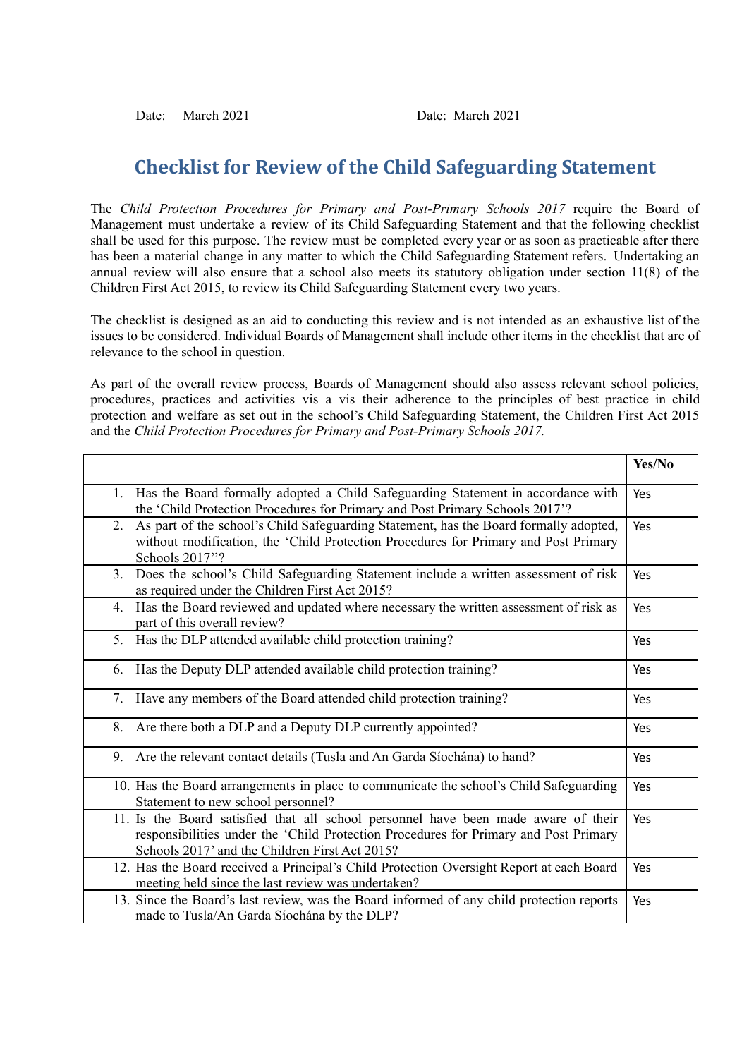Date: March 2021 Date: March 2021

# Checklist for Review of the Child Safeguarding Statement

The *Child Protection Procedures for Primary and Post-Primary Schools 2017* require the Board of Management must undertake a review of its Child Safeguarding Statement and that the following checklist shall be used for this purpose. The review must be completed every year or as soon as practicable after there has been a material change in any matter to which the Child Safeguarding Statement refers. Undertaking an annual review will also ensure that a school also meets its statutory obligation under section 11(8) of the Children First Act 2015, to review its Child Safeguarding Statement every two years.

The checklist is designed as an aid to conducting this review and is not intended as an exhaustive list of the issues to be considered. Individual Boards of Management shall include other items in the checklist that are of relevance to the school in question.

As part of the overall review process, Boards of Management should also assess relevant school policies, procedures, practices and activities vis a vis their adherence to the principles of best practice in child protection and welfare as set out in the school's Child Safeguarding Statement, the Children First Act 2015 and the *Child Protection Procedures for Primary and Post-Primary Schools 2017.*

| | **Yes/No** |
|---|---|
| 1. Has the Board formally adopted a Child Safeguarding Statement in accordance with the 'Child Protection Procedures for Primary and Post Primary Schools 2017'? | Yes |
| 2. As part of the school's Child Safeguarding Statement, has the Board formally adopted, without modification, the 'Child Protection Procedures for Primary and Post Primary Schools 2017''? | Yes |
| 3. Does the school's Child Safeguarding Statement include a written assessment of risk as required under the Children First Act 2015? | Yes |
| 4. Has the Board reviewed and updated where necessary the written assessment of risk as part of this overall review? | Yes |
| 5. Has the DLP attended available child protection training? | Yes |
| 6. Has the Deputy DLP attended available child protection training? | Yes |
| 7. Have any members of the Board attended child protection training? | Yes |
| 8. Are there both a DLP and a Deputy DLP currently appointed? | Yes |
| 9. Are the relevant contact details (Tusla and An Garda Síochána) to hand? | Yes |
| 10. Has the Board arrangements in place to communicate the school's Child Safeguarding Statement to new school personnel? | Yes |
| 11. Is the Board satisfied that all school personnel have been made aware of their responsibilities under the 'Child Protection Procedures for Primary and Post Primary Schools 2017' and the Children First Act 2015? | Yes |
| 12. Has the Board received a Principal's Child Protection Oversight Report at each Board meeting held since the last review was undertaken? | Yes |
| 13. Since the Board's last review, was the Board informed of any child protection reports made to Tusla/An Garda Síochána by the DLP? | Yes |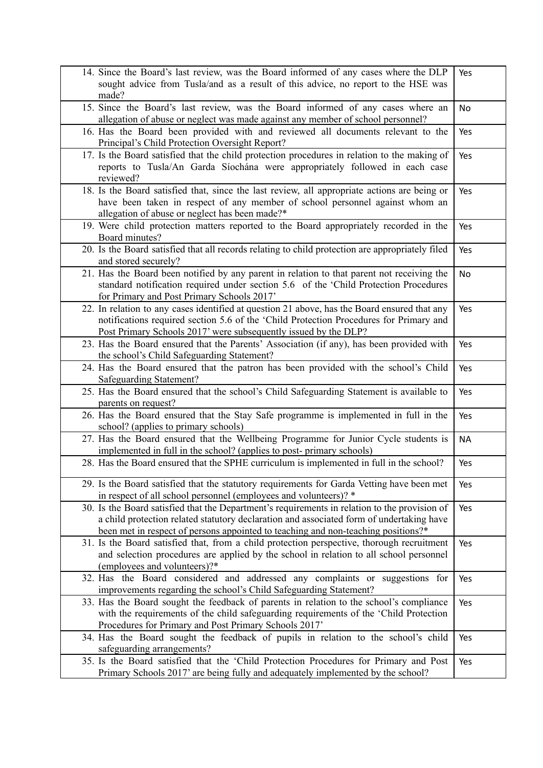| | |
|---|---|
| 14. Since the Board's last review, was the Board informed of any cases where the DLP sought advice from Tusla/and as a result of this advice, no report to the HSE was made? | Yes |
| 15. Since the Board's last review, was the Board informed of any cases where an allegation of abuse or neglect was made against any member of school personnel? | No |
| 16. Has the Board been provided with and reviewed all documents relevant to the Principal's Child Protection Oversight Report? | Yes |
| 17. Is the Board satisfied that the child protection procedures in relation to the making of reports to Tusla/An Garda Síochána were appropriately followed in each case reviewed? | Yes |
| 18. Is the Board satisfied that, since the last review, all appropriate actions are being or have been taken in respect of any member of school personnel against whom an allegation of abuse or neglect has been made?* | Yes |
| 19. Were child protection matters reported to the Board appropriately recorded in the Board minutes? | Yes |
| 20. Is the Board satisfied that all records relating to child protection are appropriately filed and stored securely? | Yes |
| 21. Has the Board been notified by any parent in relation to that parent not receiving the standard notification required under section 5.6 of the 'Child Protection Procedures for Primary and Post Primary Schools 2017' | No |
| 22. In relation to any cases identified at question 21 above, has the Board ensured that any notifications required section 5.6 of the 'Child Protection Procedures for Primary and Post Primary Schools 2017' were subsequently issued by the DLP? | Yes |
| 23. Has the Board ensured that the Parents' Association (if any), has been provided with the school's Child Safeguarding Statement? | Yes |
| 24. Has the Board ensured that the patron has been provided with the school's Child Safeguarding Statement? | Yes |
| 25. Has the Board ensured that the school's Child Safeguarding Statement is available to parents on request? | Yes |
| 26. Has the Board ensured that the Stay Safe programme is implemented in full in the school? (applies to primary schools) | Yes |
| 27. Has the Board ensured that the Wellbeing Programme for Junior Cycle students is implemented in full in the school? (applies to post- primary schools) | NA |
| 28. Has the Board ensured that the SPHE curriculum is implemented in full in the school? | Yes |
| 29. Is the Board satisfied that the statutory requirements for Garda Vetting have been met in respect of all school personnel (employees and volunteers)? * | Yes |
| 30. Is the Board satisfied that the Department's requirements in relation to the provision of a child protection related statutory declaration and associated form of undertaking have been met in respect of persons appointed to teaching and non-teaching positions?* | Yes |
| 31. Is the Board satisfied that, from a child protection perspective, thorough recruitment and selection procedures are applied by the school in relation to all school personnel (employees and volunteers)?* | Yes |
| 32. Has the Board considered and addressed any complaints or suggestions for improvements regarding the school's Child Safeguarding Statement? | Yes |
| 33. Has the Board sought the feedback of parents in relation to the school's compliance with the requirements of the child safeguarding requirements of the 'Child Protection Procedures for Primary and Post Primary Schools 2017' | Yes |
| 34. Has the Board sought the feedback of pupils in relation to the school's child safeguarding arrangements? | Yes |
| 35. Is the Board satisfied that the 'Child Protection Procedures for Primary and Post Primary Schools 2017' are being fully and adequately implemented by the school? | Yes |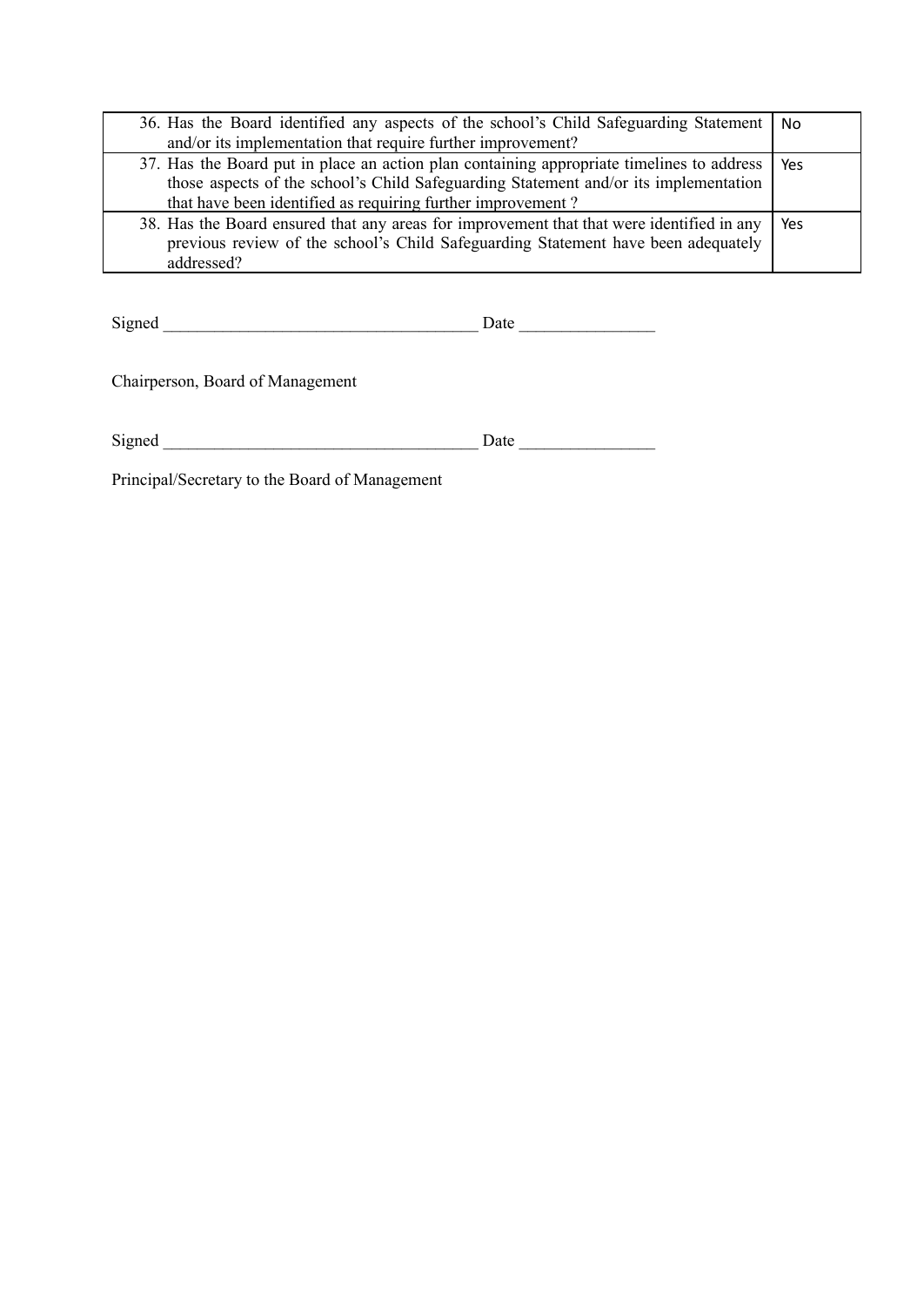| | |
|---|---|
| 36. Has the Board identified any aspects of the school's Child Safeguarding Statement and/or its implementation that require further improvement? | No |
| 37. Has the Board put in place an action plan containing appropriate timelines to address those aspects of the school's Child Safeguarding Statement and/or its implementation that have been identified as requiring further improvement ? | Yes |
| 38. Has the Board ensured that any areas for improvement that that were identified in any previous review of the school's Child Safeguarding Statement have been adequately addressed? | Yes |

Signed _____________________________________ Date ________________

Chairperson, Board of Management

Signed _____________________________________ Date ________________

Principal/Secretary to the Board of Management